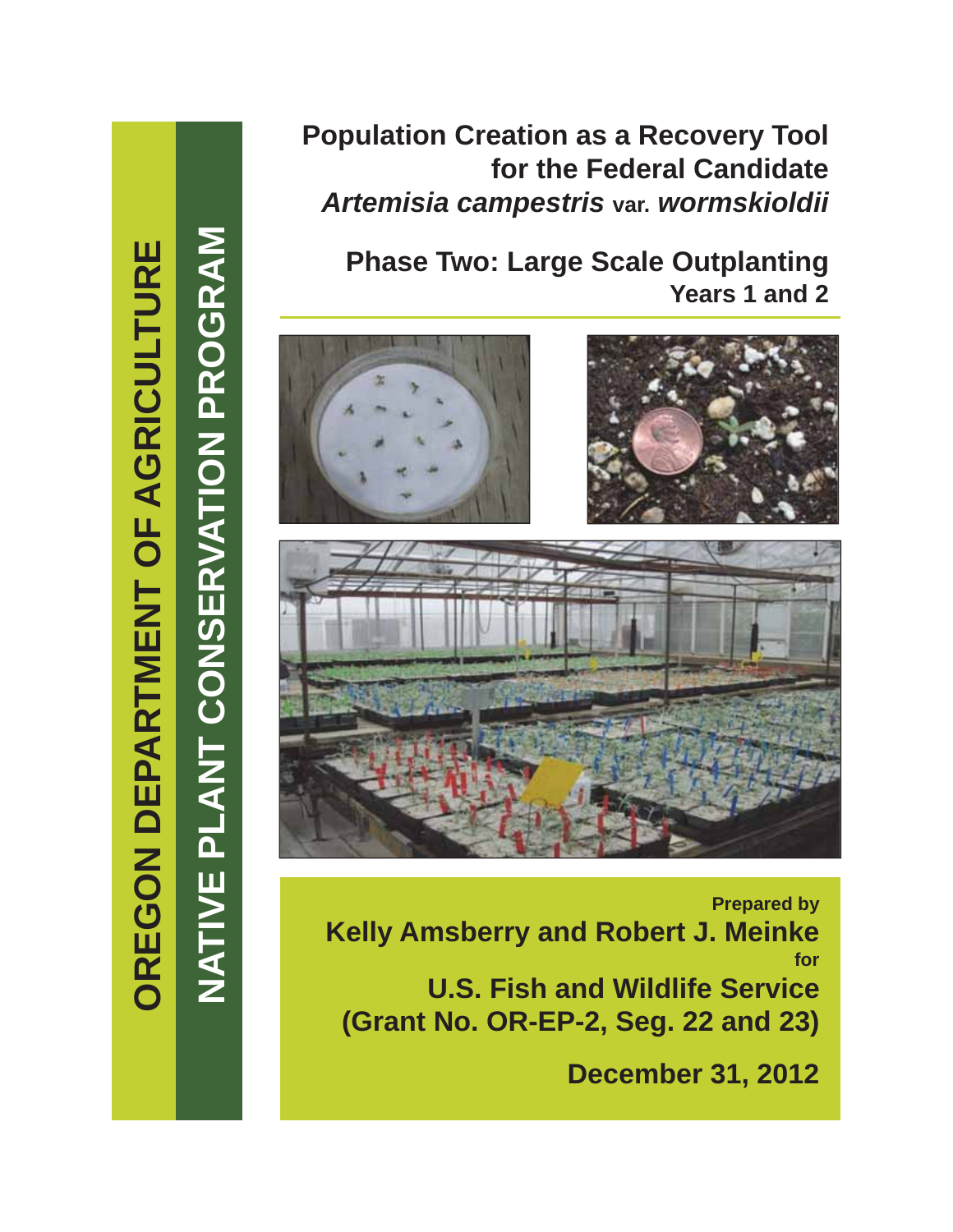**OREGON DEPARTMENT OF AGRICULTURE**

**NATIVE PLANT CONSERVATION PROGRAM**

# Population Creation as a Recovery Tool for the Federal Candidate *Artemisia campestris* var. *wormskioldii*

## Phase Two: Large Scale Outplanting

### Years 1 and 2

Prepared by

**Kelly Amsberry and Robert J. Meinke**

for

**U.S. Fish and Wildlife Service**

**(Grant No. OR-EP-2, Seg. 22 and 23)**

**December 31, 2012**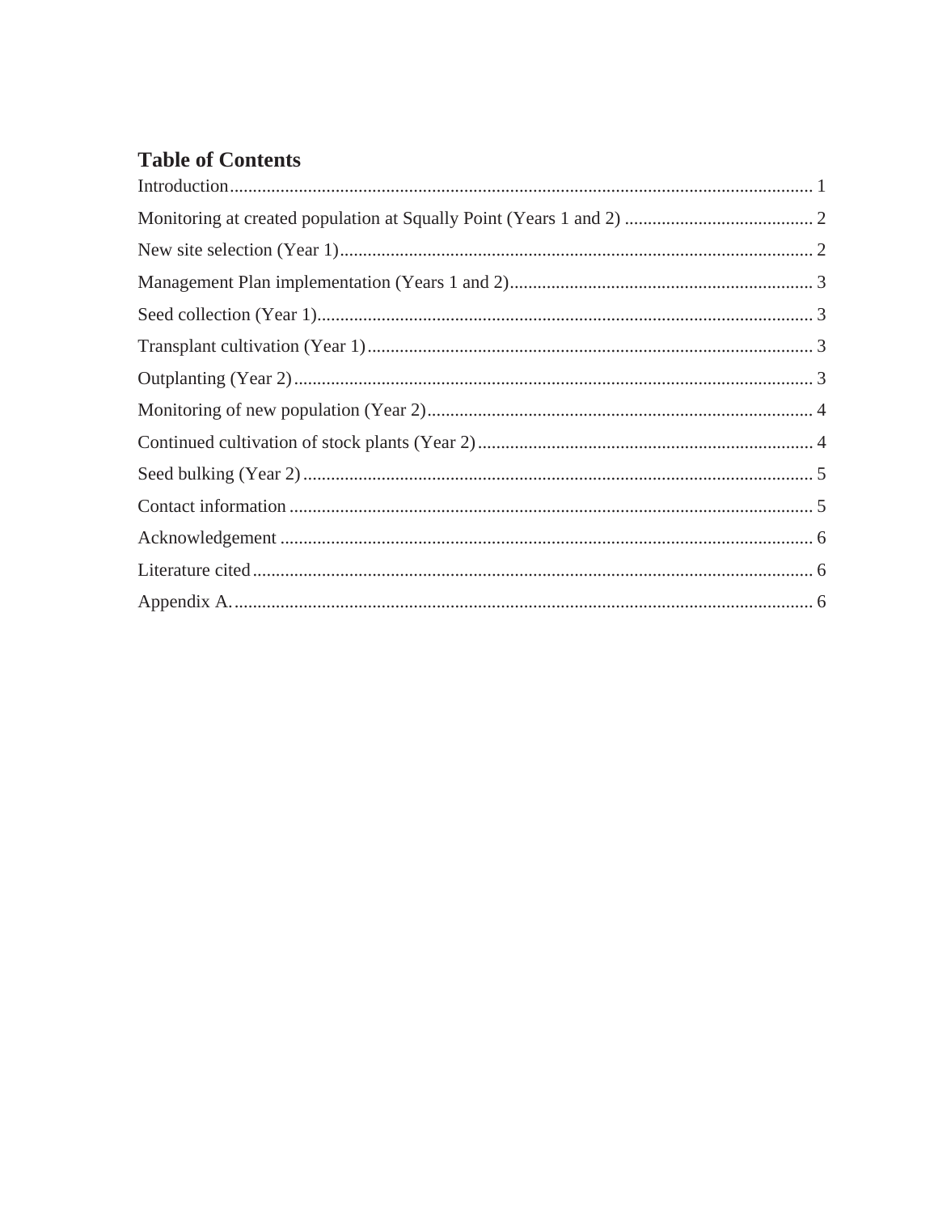## Table of Contents

Introduction............................................................................................................................... 1

Monitoring at created population at Squally Point (Years 1 and 2) .......................................... 2

New site selection (Year 1)....................................................................................................... 2

Management Plan implementation (Years 1 and 2).................................................................. 3

Seed collection (Year 1)............................................................................................................ 3

Transplant cultivation (Year 1).................................................................................................. 3

Outplanting (Year 2)................................................................................................................. 3

Monitoring of new population (Year 2).................................................................................... 4

Continued cultivation of stock plants (Year 2)......................................................................... 4

Seed bulking (Year 2)............................................................................................................... 5

Contact information.................................................................................................................. 5

Acknowledgement.................................................................................................................... 6

Literature cited.......................................................................................................................... 6

Appendix A............................................................................................................................... 6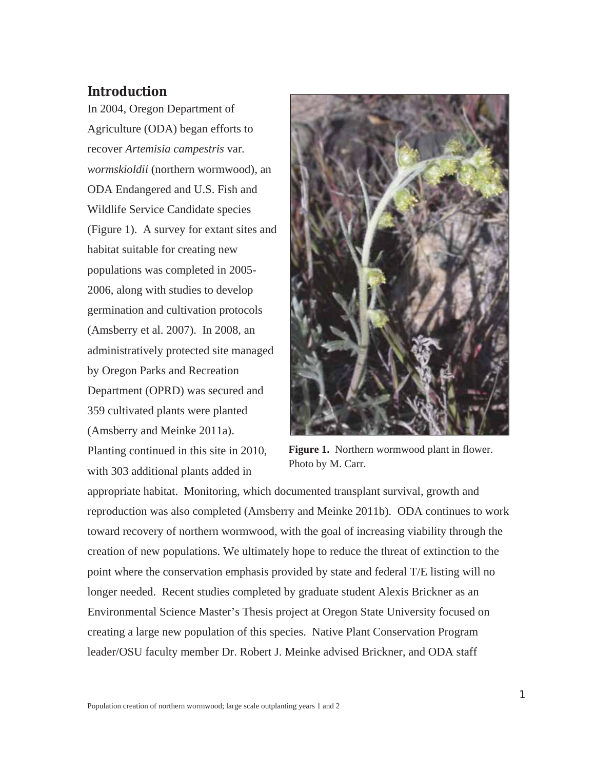## Introduction

In 2004, Oregon Department of Agriculture (ODA) began efforts to recover *Artemisia campestris* var. *wormskioldii* (northern wormwood), an ODA Endangered and U.S. Fish and Wildlife Service Candidate species (Figure 1). A survey for extant sites and habitat suitable for creating new populations was completed in 2005-2006, along with studies to develop germination and cultivation protocols (Amsberry et al. 2007). In 2008, an administratively protected site managed by Oregon Parks and Recreation Department (OPRD) was secured and 359 cultivated plants were planted (Amsberry and Meinke 2011a). Planting continued in this site in 2010, with 303 additional plants added in appropriate habitat. Monitoring, which documented transplant survival, growth and reproduction was also completed (Amsberry and Meinke 2011b). ODA continues to work toward recovery of northern wormwood, with the goal of increasing viability through the creation of new populations. We ultimately hope to reduce the threat of extinction to the point where the conservation emphasis provided by state and federal T/E listing will no longer needed. Recent studies completed by graduate student Alexis Brickner as an Environmental Science Master's Thesis project at Oregon State University focused on creating a large new population of this species. Native Plant Conservation Program leader/OSU faculty member Dr. Robert J. Meinke advised Brickner, and ODA staff

**Figure 1.** Northern wormwood plant in flower. Photo by M. Carr.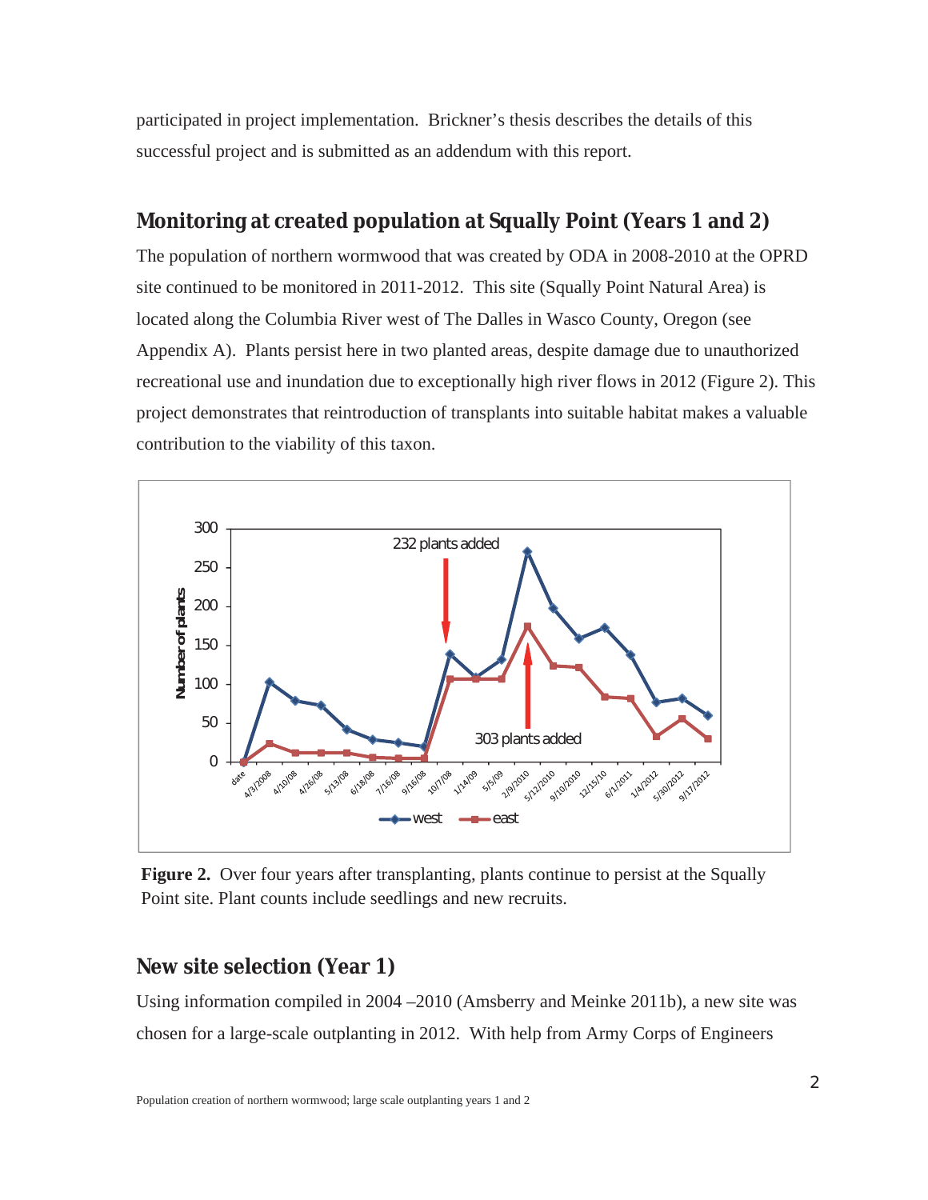participated in project implementation. Brickner's thesis describes the details of this successful project and is submitted as an addendum with this report.

## Monitoring at created population at Squally Point (Years 1 and 2)

The population of northern wormwood that was created by ODA in 2008-2010 at the OPRD site continued to be monitored in 2011-2012. This site (Squally Point Natural Area) is located along the Columbia River west of The Dalles in Wasco County, Oregon (see Appendix A). Plants persist here in two planted areas, despite damage due to unauthorized recreational use and inundation due to exceptionally high river flows in 2012 (Figure 2). This project demonstrates that reintroduction of transplants into suitable habitat makes a valuable contribution to the viability of this taxon.

**Figure 2.** Over four years after transplanting, plants continue to persist at the Squally Point site. Plant counts include seedlings and new recruits.

## New site selection (Year 1)

Using information compiled in 2004 –2010 (Amsberry and Meinke 2011b), a new site was chosen for a large-scale outplanting in 2012. With help from Army Corps of Engineers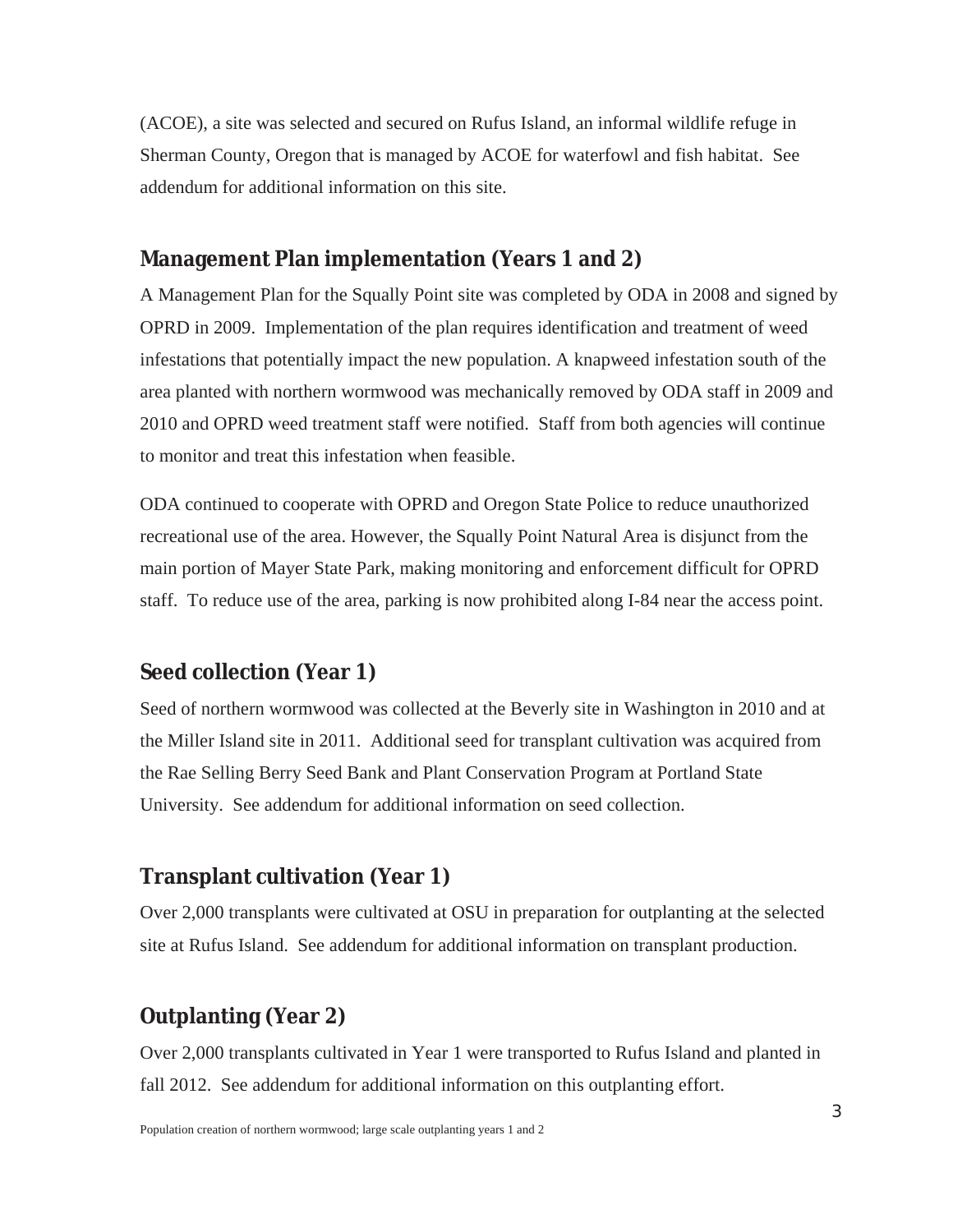(ACOE), a site was selected and secured on Rufus Island, an informal wildlife refuge in Sherman County, Oregon that is managed by ACOE for waterfowl and fish habitat. See addendum for additional information on this site.

## Management Plan implementation (Years 1 and 2)

A Management Plan for the Squally Point site was completed by ODA in 2008 and signed by OPRD in 2009. Implementation of the plan requires identification and treatment of weed infestations that potentially impact the new population. A knapweed infestation south of the area planted with northern wormwood was mechanically removed by ODA staff in 2009 and 2010 and OPRD weed treatment staff were notified. Staff from both agencies will continue to monitor and treat this infestation when feasible.

ODA continued to cooperate with OPRD and Oregon State Police to reduce unauthorized recreational use of the area. However, the Squally Point Natural Area is disjunct from the main portion of Mayer State Park, making monitoring and enforcement difficult for OPRD staff. To reduce use of the area, parking is now prohibited along I-84 near the access point.

## Seed collection (Year 1)

Seed of northern wormwood was collected at the Beverly site in Washington in 2010 and at the Miller Island site in 2011. Additional seed for transplant cultivation was acquired from the Rae Selling Berry Seed Bank and Plant Conservation Program at Portland State University. See addendum for additional information on seed collection.

## Transplant cultivation (Year 1)

Over 2,000 transplants were cultivated at OSU in preparation for outplanting at the selected site at Rufus Island. See addendum for additional information on transplant production.

## Outplanting (Year 2)

Over 2,000 transplants cultivated in Year 1 were transported to Rufus Island and planted in fall 2012. See addendum for additional information on this outplanting effort.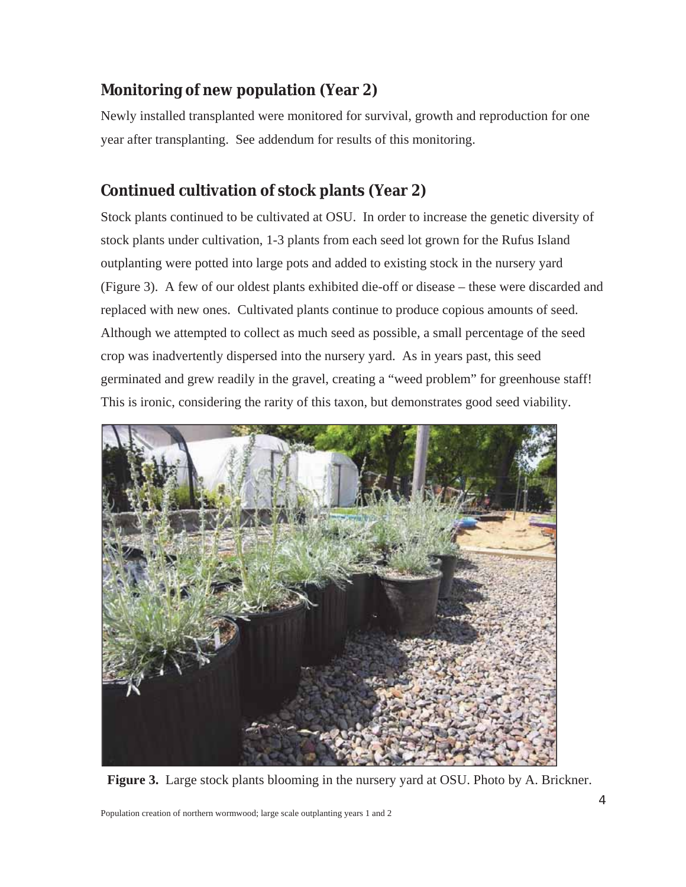## Monitoring of new population (Year 2)

Newly installed transplanted were monitored for survival, growth and reproduction for one year after transplanting. See addendum for results of this monitoring.

## Continued cultivation of stock plants (Year 2)

Stock plants continued to be cultivated at OSU. In order to increase the genetic diversity of stock plants under cultivation, 1-3 plants from each seed lot grown for the Rufus Island outplanting were potted into large pots and added to existing stock in the nursery yard (Figure 3). A few of our oldest plants exhibited die-off or disease – these were discarded and replaced with new ones. Cultivated plants continue to produce copious amounts of seed. Although we attempted to collect as much seed as possible, a small percentage of the seed crop was inadvertently dispersed into the nursery yard. As in years past, this seed germinated and grew readily in the gravel, creating a "weed problem" for greenhouse staff! This is ironic, considering the rarity of this taxon, but demonstrates good seed viability.

**Figure 3.** Large stock plants blooming in the nursery yard at OSU. Photo by A. Brickner.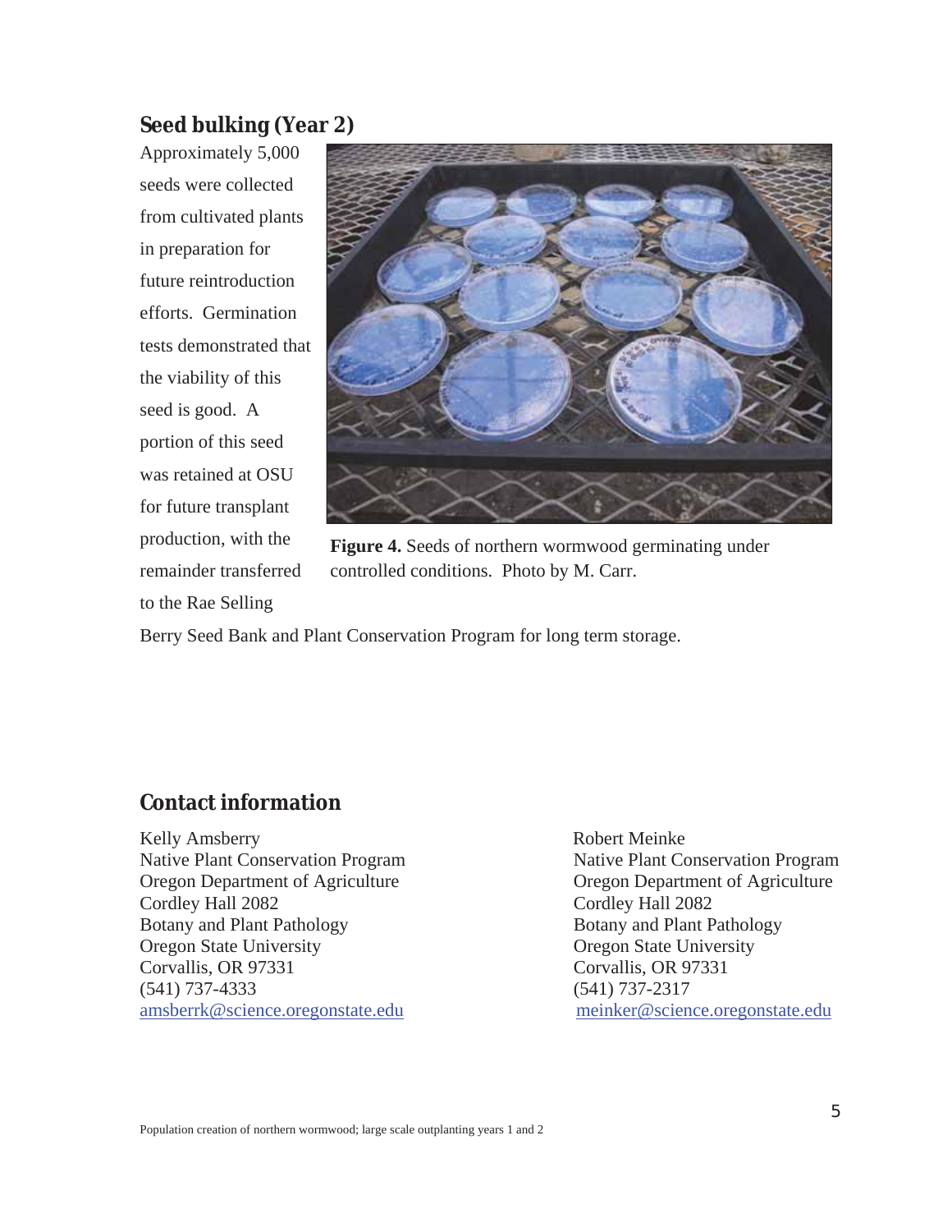## Seed bulking (Year 2)

Approximately 5,000 seeds were collected from cultivated plants in preparation for future reintroduction efforts. Germination tests demonstrated that the viability of this seed is good. A portion of this seed was retained at OSU for future transplant production, with the remainder transferred to the Rae Selling Berry Seed Bank and Plant Conservation Program for long term storage.

**Figure 4.** Seeds of northern wormwood germinating under controlled conditions. Photo by M. Carr.

## Contact information

Kelly Amsberry
Native Plant Conservation Program
Oregon Department of Agriculture
Cordley Hall 2082
Botany and Plant Pathology
Oregon State University
Corvallis, OR 97331
(541) 737-4333
amsberrk@science.oregonstate.edu

Robert Meinke
Native Plant Conservation Program
Oregon Department of Agriculture
Cordley Hall 2082
Botany and Plant Pathology
Oregon State University
Corvallis, OR 97331
(541) 737-2317
meinker@science.oregonstate.edu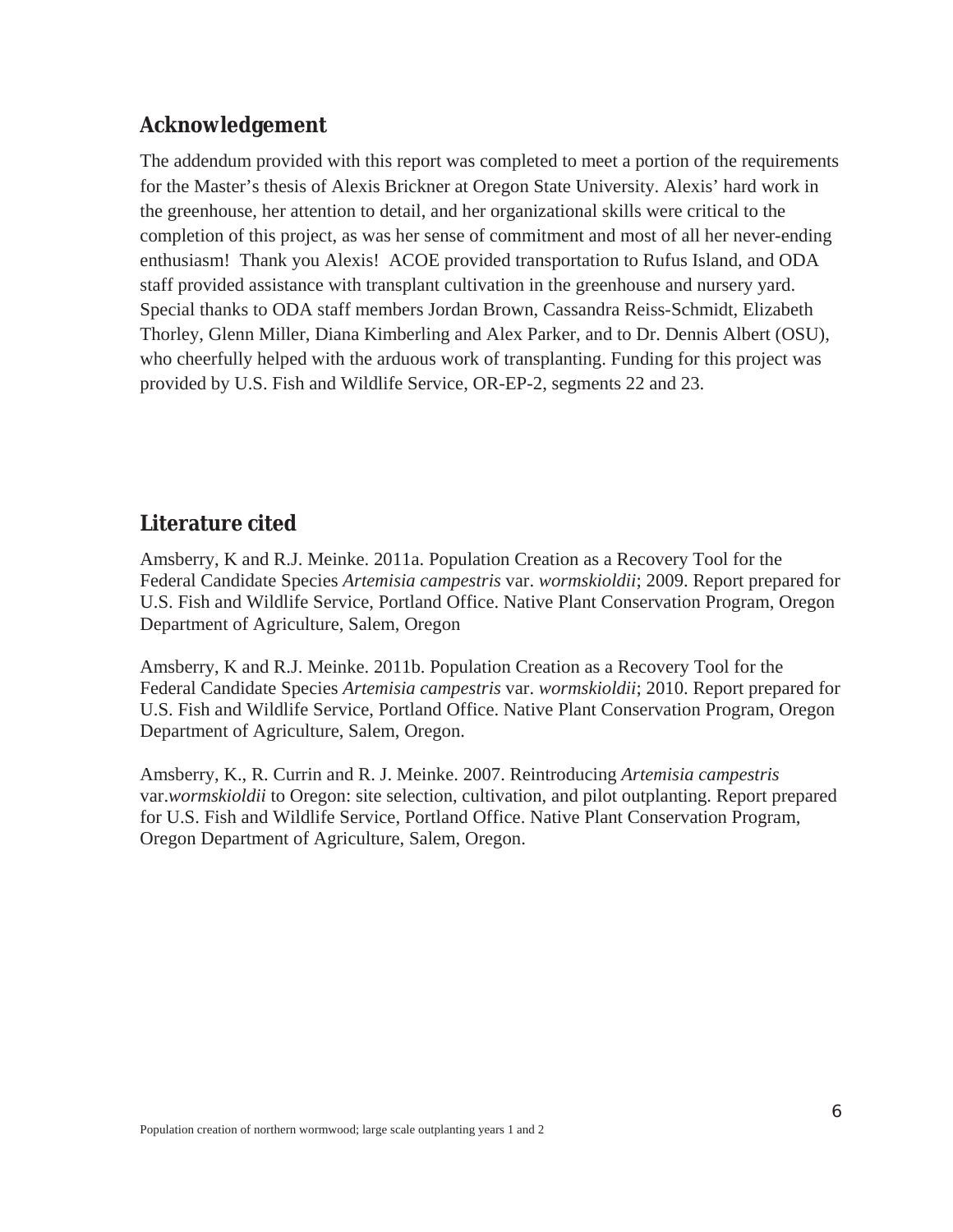## Acknowledgement

The addendum provided with this report was completed to meet a portion of the requirements for the Master's thesis of Alexis Brickner at Oregon State University. Alexis' hard work in the greenhouse, her attention to detail, and her organizational skills were critical to the completion of this project, as was her sense of commitment and most of all her never-ending enthusiasm! Thank you Alexis! ACOE provided transportation to Rufus Island, and ODA staff provided assistance with transplant cultivation in the greenhouse and nursery yard. Special thanks to ODA staff members Jordan Brown, Cassandra Reiss-Schmidt, Elizabeth Thorley, Glenn Miller, Diana Kimberling and Alex Parker, and to Dr. Dennis Albert (OSU), who cheerfully helped with the arduous work of transplanting. Funding for this project was provided by U.S. Fish and Wildlife Service, OR-EP-2, segments 22 and 23.

## Literature cited

Amsberry, K and R.J. Meinke. 2011a. Population Creation as a Recovery Tool for the Federal Candidate Species *Artemisia campestris* var. *wormskioldii*; 2009. Report prepared for U.S. Fish and Wildlife Service, Portland Office. Native Plant Conservation Program, Oregon Department of Agriculture, Salem, Oregon

Amsberry, K and R.J. Meinke. 2011b. Population Creation as a Recovery Tool for the Federal Candidate Species *Artemisia campestris* var. *wormskioldii*; 2010. Report prepared for U.S. Fish and Wildlife Service, Portland Office. Native Plant Conservation Program, Oregon Department of Agriculture, Salem, Oregon.

Amsberry, K., R. Currin and R. J. Meinke. 2007. Reintroducing *Artemisia campestris* var.*wormskioldii* to Oregon: site selection, cultivation, and pilot outplanting. Report prepared for U.S. Fish and Wildlife Service, Portland Office. Native Plant Conservation Program, Oregon Department of Agriculture, Salem, Oregon.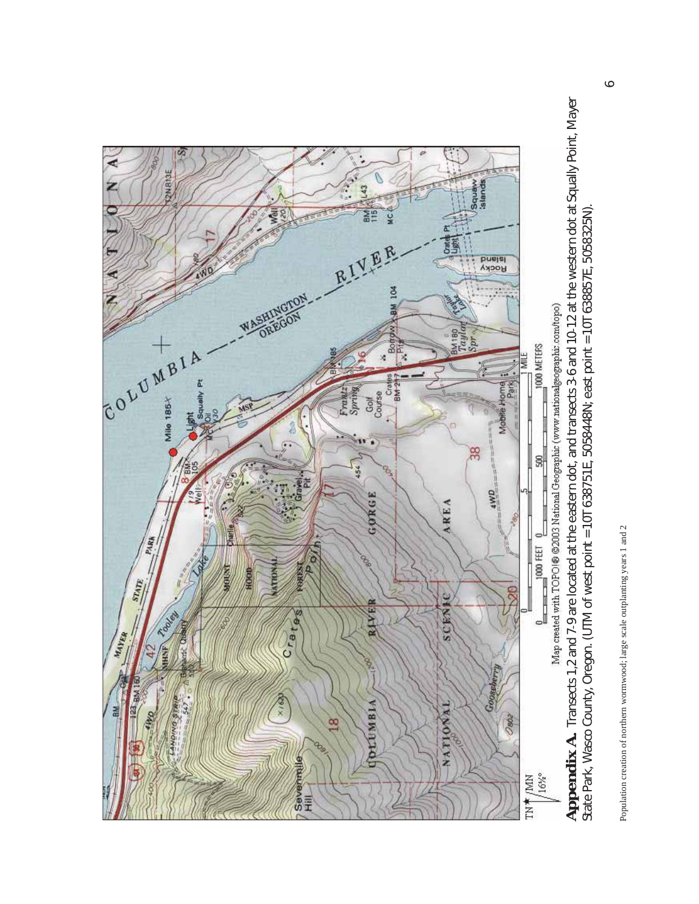**Appendix A.** Transects 1,2 and 7-9 are located at the eastern dot, and transects 3-6 and 10-12 at the western dot at Squally Point, Mayer State Park, Wasco County, Oregon. (UTM of west point =10T 638751E, 5058448N; east point =10T 638857E, 5058325N).